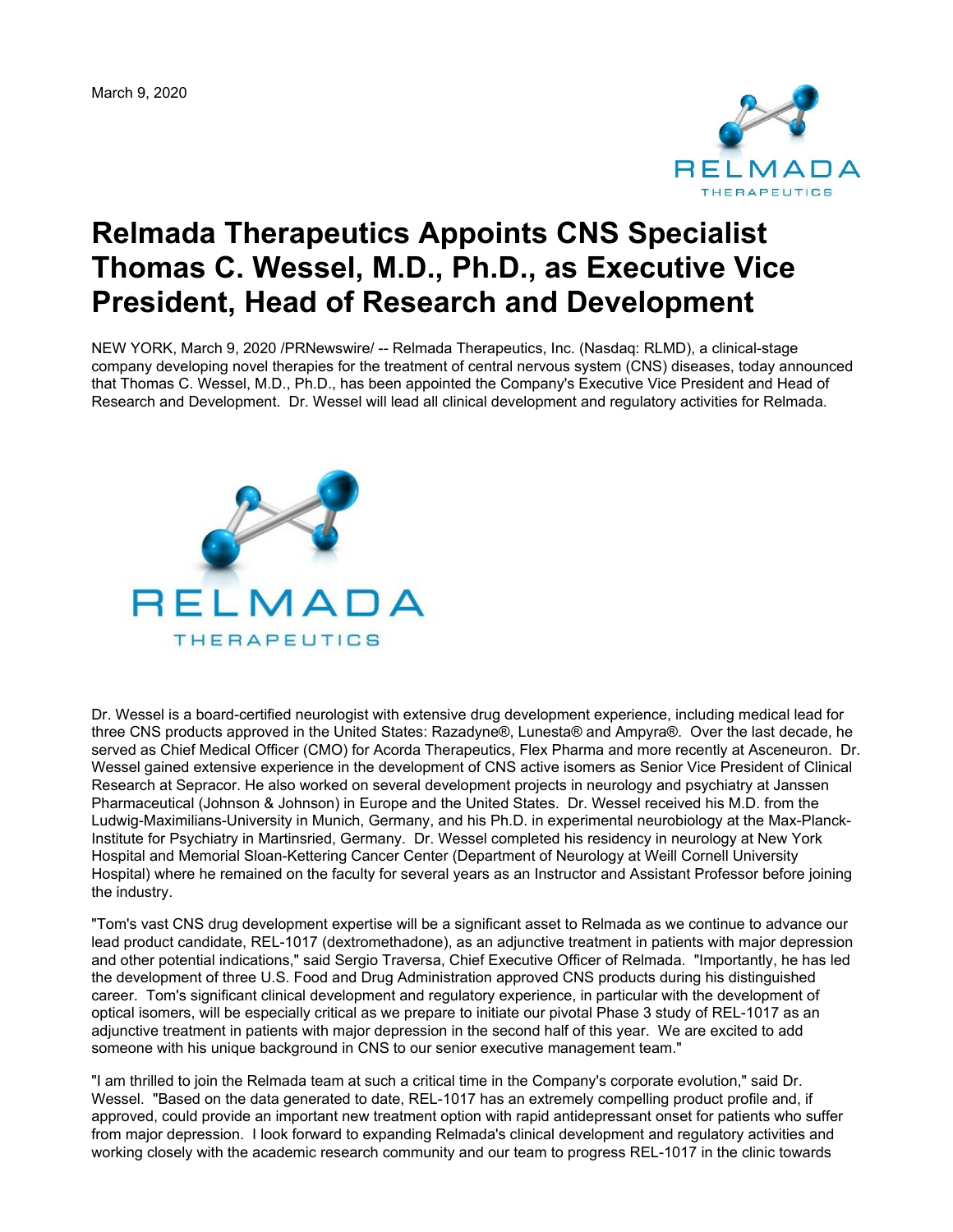March 9, 2020

# Relmada Therapeutics Appoints CNS Specialist Thomas C. Wessel, M.D., Ph.D., as Executive Vice President, Head of Research and Development

NEW YORK, March 9, 2020 /PRNewswire/ -- Relmada Therapeutics, Inc. (Nasdaq: RLMD), a clinical-stage company developing novel therapies for the treatment of central nervous system (CNS) diseases, today announced that Thomas C. Wessel, M.D., Ph.D., has been appointed the Company's Executive Vice President and Head of Research and Development. Dr. Wessel will lead all clinical development and regulatory activities for Relmada.

Dr. Wessel is a board-certified neurologist with extensive drug development experience, including medical lead for three CNS products approved in the United States: Razadyne®, Lunesta® and Ampyra®. Over the last decade, he served as Chief Medical Officer (CMO) for Acorda Therapeutics, Flex Pharma and more recently at Asceneuron. Dr. Wessel gained extensive experience in the development of CNS active isomers as Senior Vice President of Clinical Research at Sepracor. He also worked on several development projects in neurology and psychiatry at Janssen Pharmaceutical (Johnson & Johnson) in Europe and the United States. Dr. Wessel received his M.D. from the Ludwig-Maximilians-University in Munich, Germany, and his Ph.D. in experimental neurobiology at the Max-Planck-Institute for Psychiatry in Martinsried, Germany. Dr. Wessel completed his residency in neurology at New York Hospital and Memorial Sloan-Kettering Cancer Center (Department of Neurology at Weill Cornell University Hospital) where he remained on the faculty for several years as an Instructor and Assistant Professor before joining the industry.

"Tom's vast CNS drug development expertise will be a significant asset to Relmada as we continue to advance our lead product candidate, REL-1017 (dextromethadone), as an adjunctive treatment in patients with major depression and other potential indications," said Sergio Traversa, Chief Executive Officer of Relmada. "Importantly, he has led the development of three U.S. Food and Drug Administration approved CNS products during his distinguished career. Tom's significant clinical development and regulatory experience, in particular with the development of optical isomers, will be especially critical as we prepare to initiate our pivotal Phase 3 study of REL-1017 as an adjunctive treatment in patients with major depression in the second half of this year. We are excited to add someone with his unique background in CNS to our senior executive management team."

"I am thrilled to join the Relmada team at such a critical time in the Company's corporate evolution," said Dr. Wessel. "Based on the data generated to date, REL-1017 has an extremely compelling product profile and, if approved, could provide an important new treatment option with rapid antidepressant onset for patients who suffer from major depression. I look forward to expanding Relmada's clinical development and regulatory activities and working closely with the academic research community and our team to progress REL-1017 in the clinic towards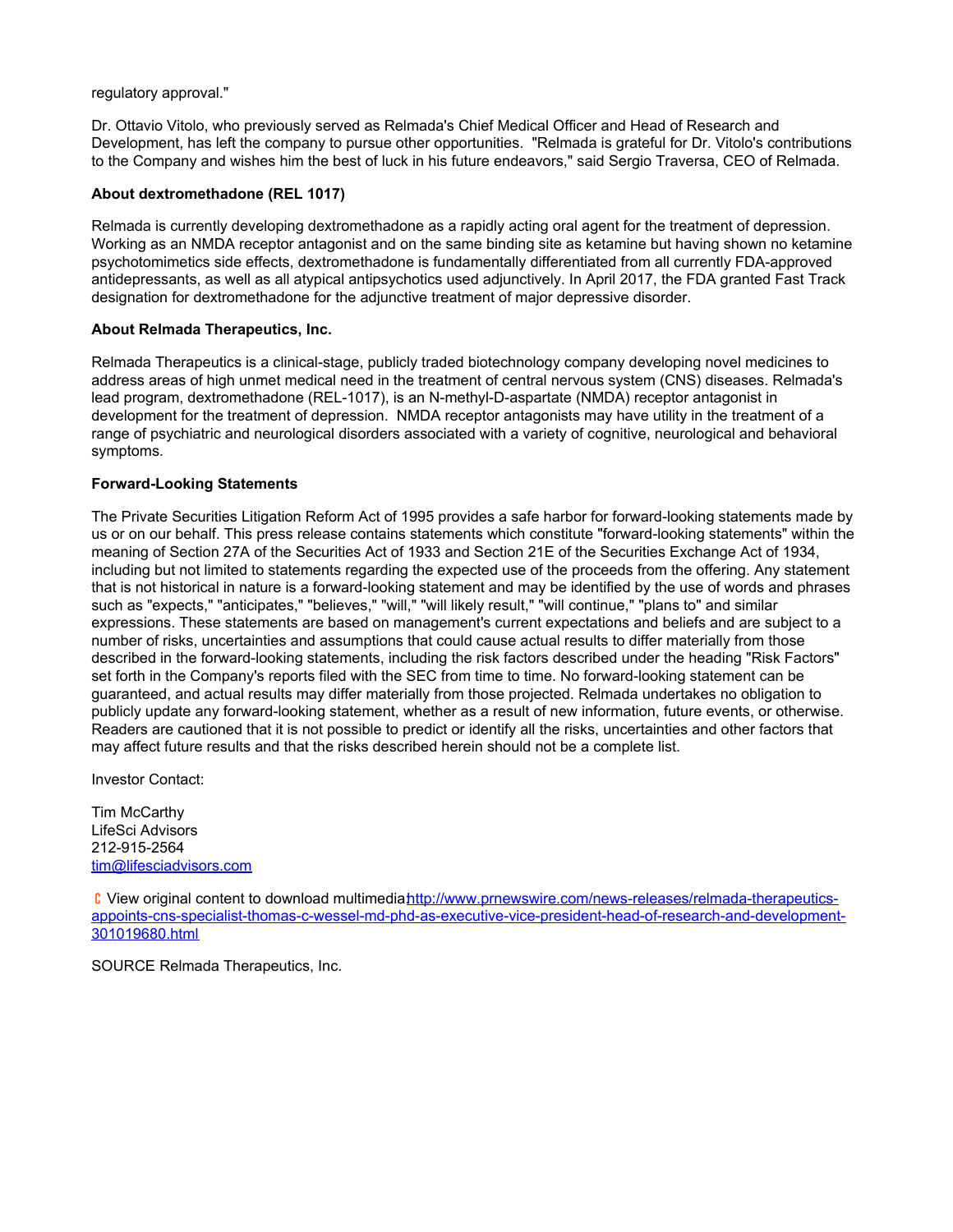regulatory approval."

Dr. Ottavio Vitolo, who previously served as Relmada's Chief Medical Officer and Head of Research and Development, has left the company to pursue other opportunities. "Relmada is grateful for Dr. Vitolo's contributions to the Company and wishes him the best of luck in his future endeavors," said Sergio Traversa, CEO of Relmada.

**About dextromethadone (REL 1017)**

Relmada is currently developing dextromethadone as a rapidly acting oral agent for the treatment of depression. Working as an NMDA receptor antagonist and on the same binding site as ketamine but having shown no ketamine psychotomimetics side effects, dextromethadone is fundamentally differentiated from all currently FDA-approved antidepressants, as well as all atypical antipsychotics used adjunctively. In April 2017, the FDA granted Fast Track designation for dextromethadone for the adjunctive treatment of major depressive disorder.

**About Relmada Therapeutics, Inc.**

Relmada Therapeutics is a clinical-stage, publicly traded biotechnology company developing novel medicines to address areas of high unmet medical need in the treatment of central nervous system (CNS) diseases. Relmada's lead program, dextromethadone (REL-1017), is an N-methyl-D-aspartate (NMDA) receptor antagonist in development for the treatment of depression. NMDA receptor antagonists may have utility in the treatment of a range of psychiatric and neurological disorders associated with a variety of cognitive, neurological and behavioral symptoms.

**Forward-Looking Statements**

The Private Securities Litigation Reform Act of 1995 provides a safe harbor for forward-looking statements made by us or on our behalf. This press release contains statements which constitute "forward-looking statements" within the meaning of Section 27A of the Securities Act of 1933 and Section 21E of the Securities Exchange Act of 1934, including but not limited to statements regarding the expected use of the proceeds from the offering. Any statement that is not historical in nature is a forward-looking statement and may be identified by the use of words and phrases such as "expects," "anticipates," "believes," "will," "will likely result," "will continue," "plans to" and similar expressions. These statements are based on management's current expectations and beliefs and are subject to a number of risks, uncertainties and assumptions that could cause actual results to differ materially from those described in the forward-looking statements, including the risk factors described under the heading "Risk Factors" set forth in the Company's reports filed with the SEC from time to time. No forward-looking statement can be guaranteed, and actual results may differ materially from those projected. Relmada undertakes no obligation to publicly update any forward-looking statement, whether as a result of new information, future events, or otherwise. Readers are cautioned that it is not possible to predict or identify all the risks, uncertainties and other factors that may affect future results and that the risks described herein should not be a complete list.

Investor Contact:

Tim McCarthy
LifeSci Advisors
212-915-2564
tim@lifesciadvisors.com

View original content to download multimedia: http://www.prnewswire.com/news-releases/relmada-therapeutics-appoints-cns-specialist-thomas-c-wessel-md-phd-as-executive-vice-president-head-of-research-and-development-301019680.html

SOURCE Relmada Therapeutics, Inc.